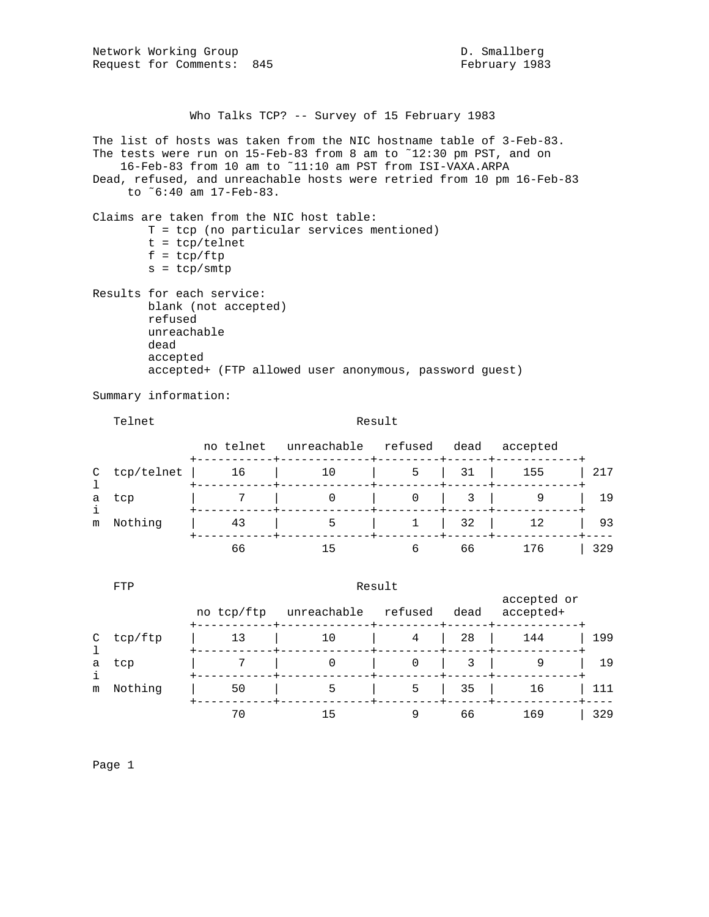Network Working Group D. Smallberg
Request for Comments: 845 February 1983

# Who Talks TCP? -- Survey of 15 February 1983

The list of hosts was taken from the NIC hostname table of 3-Feb-83.
The tests were run on 15-Feb-83 from 8 am to ~12:30 pm PST, and on 16-Feb-83 from 10 am to ~11:10 am PST from ISI-VAXA.ARPA
Dead, refused, and unreachable hosts were retried from 10 pm 16-Feb-83 to ~6:40 am 17-Feb-83.

Claims are taken from the NIC host table:

- T = tcp (no particular services mentioned)
- t = tcp/telnet
- f = tcp/ftp
- s = tcp/smtp

Results for each service:

- blank (not accepted)
- refused
- unreachable
- dead
- accepted
- accepted+ (FTP allowed user anonymous, password guest)

Summary information:

**Telnet**

| Claim | no telnet | unreachable | refused | dead | accepted | |
|---|---|---|---|---|---|---|
| tcp/telnet | 16 | 10 | 5 | 31 | 155 | 217 |
| tcp | 7 | 0 | 0 | 3 | 9 | 19 |
| Nothing | 43 | 5 | 1 | 32 | 12 | 93 |
| | 66 | 15 | 6 | 66 | 176 | 329 |

**FTP**

| Claim | no tcp/ftp | unreachable | refused | dead | accepted or accepted+ | |
|---|---|---|---|---|---|---|
| tcp/ftp | 13 | 10 | 4 | 28 | 144 | 199 |
| tcp | 7 | 0 | 0 | 3 | 9 | 19 |
| Nothing | 50 | 5 | 5 | 35 | 16 | 111 |
| | 70 | 15 | 9 | 66 | 169 | 329 |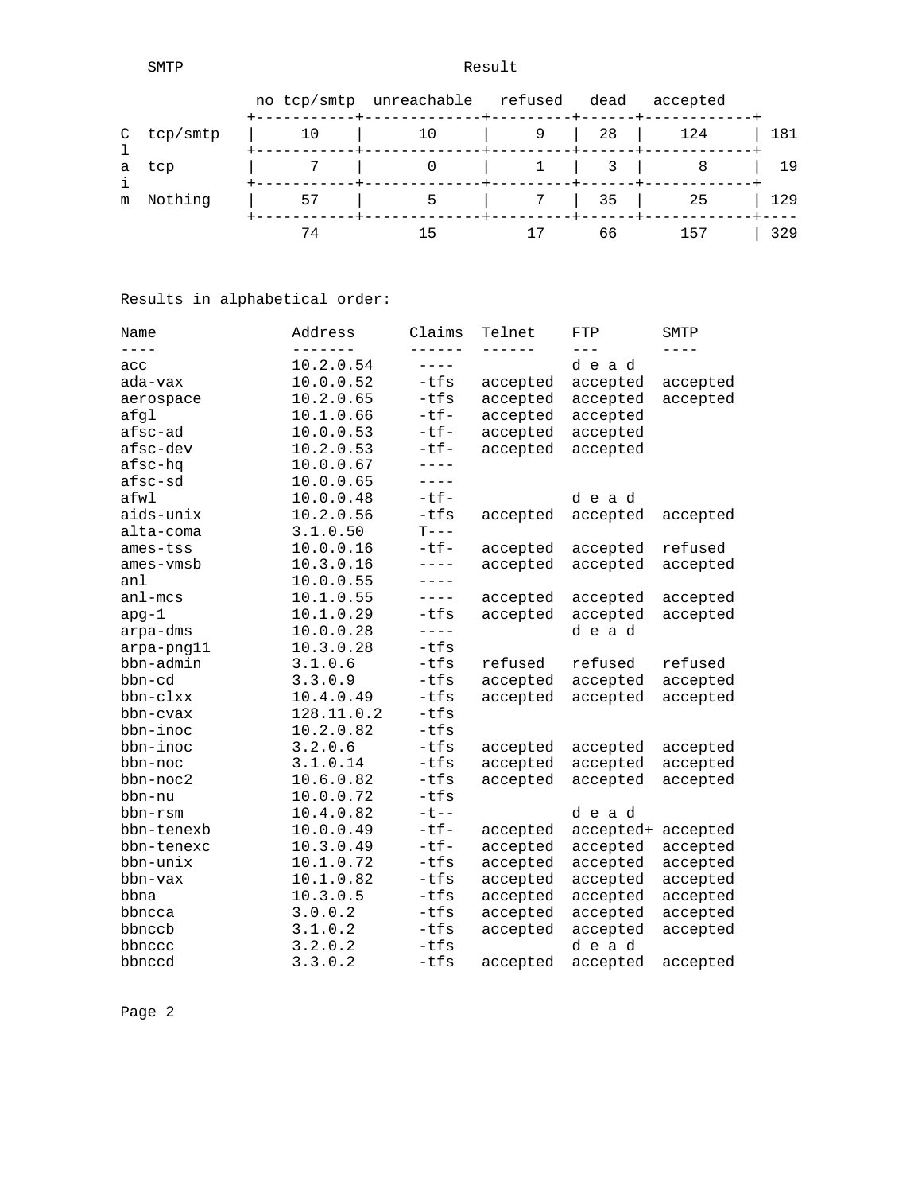SMTP Result

| Claim | no tcp/smtp | unreachable | refused | dead | accepted | |
|---|---|---|---|---|---|---|
| tcp/smtp | 10 | 10 | 9 | 28 | 124 | 181 |
| tcp | 7 | 0 | 1 | 3 | 8 | 19 |
| Nothing | 57 | 5 | 7 | 35 | 25 | 129 |
| | 74 | 15 | 17 | 66 | 157 | 329 |

Results in alphabetical order:

| Name | Address | Claims | Telnet | FTP | SMTP |
|---|---|---|---|---|---|
| acc | 10.2.0.54 | ---- | | d e a d | |
| ada-vax | 10.0.0.52 | -tfs | accepted | accepted | accepted |
| aerospace | 10.2.0.65 | -tfs | accepted | accepted | accepted |
| afgl | 10.1.0.66 | -tf- | accepted | accepted | |
| afsc-ad | 10.0.0.53 | -tf- | accepted | accepted | |
| afsc-dev | 10.2.0.53 | -tf- | accepted | accepted | |
| afsc-hq | 10.0.0.67 | ---- | | | |
| afsc-sd | 10.0.0.65 | ---- | | | |
| afwl | 10.0.0.48 | -tf- | | d e a d | |
| aids-unix | 10.2.0.56 | -tfs | accepted | accepted | accepted |
| alta-coma | 3.1.0.50 | T--- | | | |
| ames-tss | 10.0.0.16 | -tf- | accepted | accepted | refused |
| ames-vmsb | 10.3.0.16 | ---- | accepted | accepted | accepted |
| anl | 10.0.0.55 | ---- | | | |
| anl-mcs | 10.1.0.55 | ---- | accepted | accepted | accepted |
| apg-1 | 10.1.0.29 | -tfs | accepted | accepted | accepted |
| arpa-dms | 10.0.0.28 | ---- | | d e a d | |
| arpa-png11 | 10.3.0.28 | -tfs | | | |
| bbn-admin | 3.1.0.6 | -tfs | refused | refused | refused |
| bbn-cd | 3.3.0.9 | -tfs | accepted | accepted | accepted |
| bbn-clxx | 10.4.0.49 | -tfs | accepted | accepted | accepted |
| bbn-cvax | 128.11.0.2 | -tfs | | | |
| bbn-inoc | 10.2.0.82 | -tfs | | | |
| bbn-inoc | 3.2.0.6 | -tfs | accepted | accepted | accepted |
| bbn-noc | 3.1.0.14 | -tfs | accepted | accepted | accepted |
| bbn-noc2 | 10.6.0.82 | -tfs | accepted | accepted | accepted |
| bbn-nu | 10.0.0.72 | -tfs | | | |
| bbn-rsm | 10.4.0.82 | -t-- | | d e a d | |
| bbn-tenexb | 10.0.0.49 | -tf- | accepted | accepted+ | accepted |
| bbn-tenexc | 10.3.0.49 | -tf- | accepted | accepted | accepted |
| bbn-unix | 10.1.0.72 | -tfs | accepted | accepted | accepted |
| bbn-vax | 10.1.0.82 | -tfs | accepted | accepted | accepted |
| bbna | 10.3.0.5 | -tfs | accepted | accepted | accepted |
| bbncca | 3.0.0.2 | -tfs | accepted | accepted | accepted |
| bbnccb | 3.1.0.2 | -tfs | accepted | accepted | accepted |
| bbnccc | 3.2.0.2 | -tfs | | d e a d | |
| bbnccd | 3.3.0.2 | -tfs | accepted | accepted | accepted |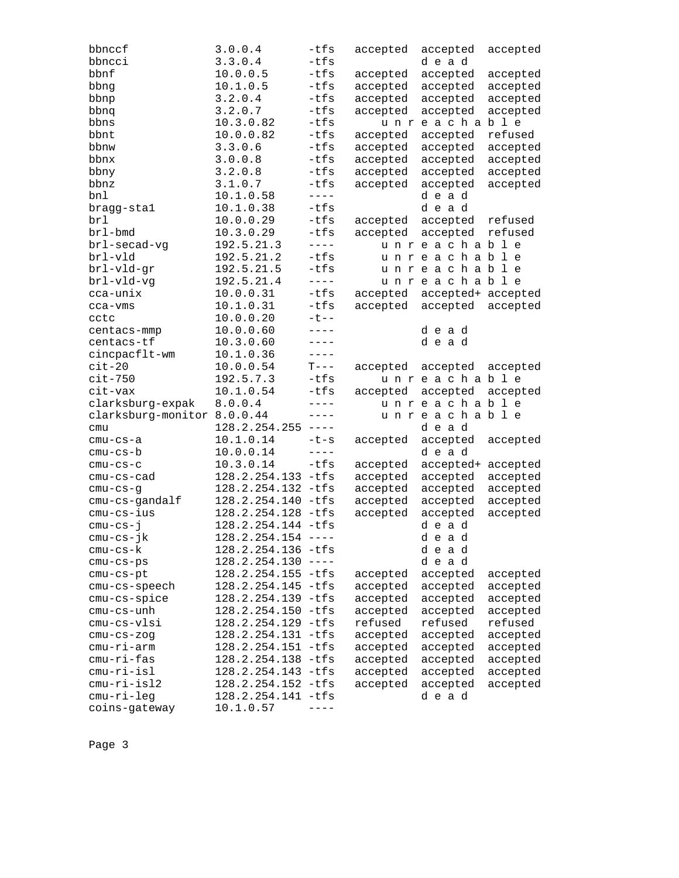```
bbnccf             3.0.0.4       -tfs   accepted  accepted  accepted
bbncci             3.3.0.4       -tfs             d e a d
bbnf               10.0.0.5      -tfs   accepted  accepted  accepted
bbng               10.1.0.5      -tfs   accepted  accepted  accepted
bbnp               3.2.0.4       -tfs   accepted  accepted  accepted
bbnq               3.2.0.7       -tfs   accepted  accepted  accepted
bbns               10.3.0.82     -tfs       u n r e a c h a b l e
bbnt               10.0.0.82     -tfs   accepted  accepted  refused
bbnw               3.3.0.6       -tfs   accepted  accepted  accepted
bbnx               3.0.0.8       -tfs   accepted  accepted  accepted
bbny               3.2.0.8       -tfs   accepted  accepted  accepted
bbnz               3.1.0.7       -tfs   accepted  accepted  accepted
bnl                10.1.0.58     ----             d e a d
bragg-sta1         10.1.0.38     -tfs             d e a d
brl                10.0.0.29     -tfs   accepted  accepted  refused
brl-bmd            10.3.0.29     -tfs   accepted  accepted  refused
brl-secad-vg       192.5.21.3    ----       u n r e a c h a b l e
brl-vld            192.5.21.2    -tfs       u n r e a c h a b l e
brl-vld-gr         192.5.21.5    -tfs       u n r e a c h a b l e
brl-vld-vg         192.5.21.4    ----       u n r e a c h a b l e
cca-unix           10.0.0.31     -tfs   accepted  accepted+ accepted
cca-vms            10.1.0.31     -tfs   accepted  accepted  accepted
cctc               10.0.0.20     -t--
centacs-mmp        10.0.0.60     ----             d e a d
centacs-tf         10.3.0.60     ----             d e a d
cincpacflt-wm      10.1.0.36     ----
cit-20             10.0.0.54     T---   accepted  accepted  accepted
cit-750            192.5.7.3     -tfs       u n r e a c h a b l e
cit-vax            10.1.0.54     -tfs   accepted  accepted  accepted
clarksburg-expak   8.0.0.4       ----       u n r e a c h a b l e
clarksburg-monitor 8.0.0.44      ----       u n r e a c h a b l e
cmu                128.2.254.255 ----             d e a d
cmu-cs-a           10.1.0.14     -t-s   accepted  accepted  accepted
cmu-cs-b           10.0.0.14     ----             d e a d
cmu-cs-c           10.3.0.14     -tfs   accepted  accepted+ accepted
cmu-cs-cad         128.2.254.133 -tfs   accepted  accepted  accepted
cmu-cs-g           128.2.254.132 -tfs   accepted  accepted  accepted
cmu-cs-gandalf     128.2.254.140 -tfs   accepted  accepted  accepted
cmu-cs-ius         128.2.254.128 -tfs   accepted  accepted  accepted
cmu-cs-j           128.2.254.144 -tfs             d e a d
cmu-cs-jk          128.2.254.154 ----             d e a d
cmu-cs-k           128.2.254.136 -tfs             d e a d
cmu-cs-ps          128.2.254.130 ----             d e a d
cmu-cs-pt          128.2.254.155 -tfs   accepted  accepted  accepted
cmu-cs-speech      128.2.254.145 -tfs   accepted  accepted  accepted
cmu-cs-spice       128.2.254.139 -tfs   accepted  accepted  accepted
cmu-cs-unh         128.2.254.150 -tfs   accepted  accepted  accepted
cmu-cs-vlsi        128.2.254.129 -tfs   refused   refused   refused
cmu-cs-zog         128.2.254.131 -tfs   accepted  accepted  accepted
cmu-ri-arm         128.2.254.151 -tfs   accepted  accepted  accepted
cmu-ri-fas         128.2.254.138 -tfs   accepted  accepted  accepted
cmu-ri-isl         128.2.254.143 -tfs   accepted  accepted  accepted
cmu-ri-isl2        128.2.254.152 -tfs   accepted  accepted  accepted
cmu-ri-leg         128.2.254.141 -tfs             d e a d
coins-gateway      10.1.0.57     ----
```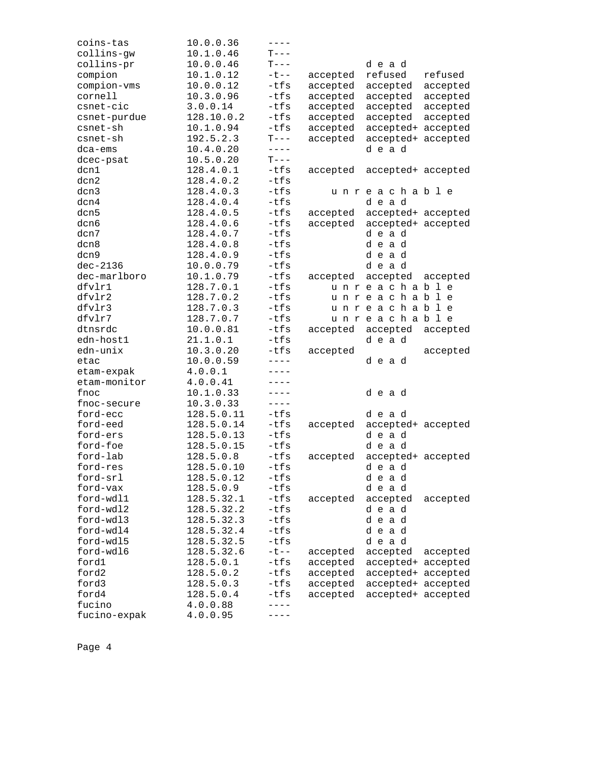```
coins-tas         10.0.0.36     ----
collins-gw        10.1.0.46     T---
collins-pr        10.0.0.46     T---              d e a d
compion           10.1.0.12     -t--    accepted  refused   refused
compion-vms       10.0.0.12     -tfs    accepted  accepted  accepted
cornell           10.3.0.96     -tfs    accepted  accepted  accepted
csnet-cic         3.0.0.14      -tfs    accepted  accepted  accepted
csnet-purdue      128.10.0.2    -tfs    accepted  accepted  accepted
csnet-sh          10.1.0.94     -tfs    accepted  accepted+ accepted
csnet-sh          192.5.2.3     T---    accepted  accepted+ accepted
dca-ems           10.4.0.20     ----              d e a d
dcec-psat         10.5.0.20     T---
dcn1              128.4.0.1     -tfs    accepted  accepted+ accepted
dcn2              128.4.0.2     -tfs
dcn3              128.4.0.3     -tfs        u n r e a c h a b l e
dcn4              128.4.0.4     -tfs              d e a d
dcn5              128.4.0.5     -tfs    accepted  accepted+ accepted
dcn6              128.4.0.6     -tfs    accepted  accepted+ accepted
dcn7              128.4.0.7     -tfs              d e a d
dcn8              128.4.0.8     -tfs              d e a d
dcn9              128.4.0.9     -tfs              d e a d
dec-2136          10.0.0.79     -tfs              d e a d
dec-marlboro      10.1.0.79     -tfs    accepted  accepted  accepted
dfvlr1            128.7.0.1     -tfs        u n r e a c h a b l e
dfvlr2            128.7.0.2     -tfs        u n r e a c h a b l e
dfvlr3            128.7.0.3     -tfs        u n r e a c h a b l e
dfvlr7            128.7.0.7     -tfs        u n r e a c h a b l e
dtnsrdc           10.0.0.81     -tfs    accepted  accepted  accepted
edn-host1         21.1.0.1      -tfs              d e a d
edn-unix          10.3.0.20     -tfs    accepted            accepted
etac              10.0.0.59     ----              d e a d
etam-expak        4.0.0.1       ----
etam-monitor      4.0.0.41      ----
fnoc              10.1.0.33     ----              d e a d
fnoc-secure       10.3.0.33     ----
ford-ecc          128.5.0.11    -tfs              d e a d
ford-eed          128.5.0.14    -tfs    accepted  accepted+ accepted
ford-ers          128.5.0.13    -tfs              d e a d
ford-foe          128.5.0.15    -tfs              d e a d
ford-lab          128.5.0.8     -tfs    accepted  accepted+ accepted
ford-res          128.5.0.10    -tfs              d e a d
ford-srl          128.5.0.12    -tfs              d e a d
ford-vax          128.5.0.9     -tfs              d e a d
ford-wdl1         128.5.32.1    -tfs    accepted  accepted  accepted
ford-wdl2         128.5.32.2    -tfs              d e a d
ford-wdl3         128.5.32.3    -tfs              d e a d
ford-wdl4         128.5.32.4    -tfs              d e a d
ford-wdl5         128.5.32.5    -tfs              d e a d
ford-wdl6         128.5.32.6    -t--    accepted  accepted  accepted
ford1             128.5.0.1     -tfs    accepted  accepted+ accepted
ford2             128.5.0.2     -tfs    accepted  accepted+ accepted
ford3             128.5.0.3     -tfs    accepted  accepted+ accepted
ford4             128.5.0.4     -tfs    accepted  accepted+ accepted
fucino            4.0.0.88      ----
fucino-expak      4.0.0.95      ----
```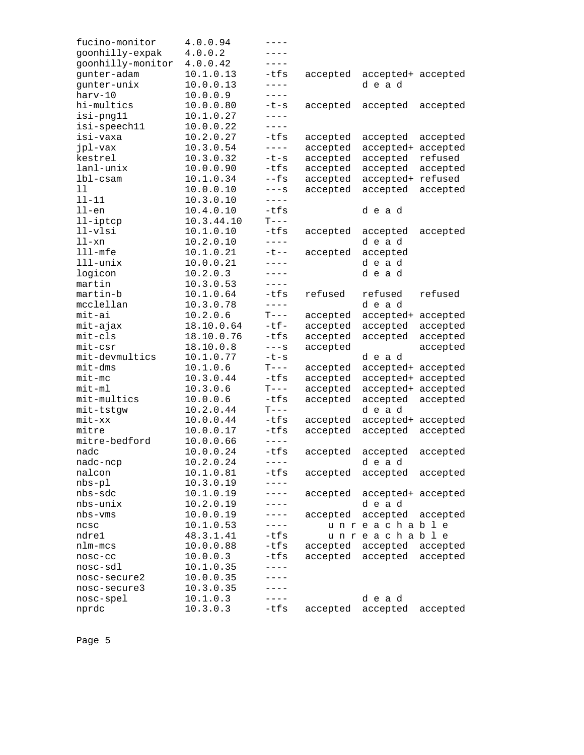```
fucino-monitor     4.0.0.94      ----
goonhilly-expak    4.0.0.2       ----
goonhilly-monitor  4.0.0.42      ----
gunter-adam        10.1.0.13     -tfs   accepted  accepted+ accepted
gunter-unix        10.0.0.13     ----             d e a d
harv-10            10.0.0.9      ----
hi-multics         10.0.0.80     -t-s   accepted  accepted  accepted
isi-png11          10.1.0.27     ----
isi-speech11       10.0.0.22     ----
isi-vaxa           10.2.0.27     -tfs   accepted  accepted  accepted
jpl-vax            10.3.0.54     ----   accepted  accepted+ accepted
kestrel            10.3.0.32     -t-s   accepted  accepted  refused
lanl-unix          10.0.0.90     -tfs   accepted  accepted  accepted
lbl-csam           10.1.0.34     --fs   accepted  accepted+ refused
ll                 10.0.0.10     ---s   accepted  accepted  accepted
ll-11              10.3.0.10     ----
ll-en              10.4.0.10     -tfs             d e a d
ll-iptcp           10.3.44.10    T---
ll-vlsi            10.1.0.10     -tfs   accepted  accepted  accepted
ll-xn              10.2.0.10     ----             d e a d
lll-mfe            10.1.0.21     -t--   accepted  accepted
lll-unix           10.0.0.21     ----             d e a d
logicon            10.2.0.3      ----             d e a d
martin             10.3.0.53     ----
martin-b           10.1.0.64     -tfs   refused   refused   refused
mcclellan          10.3.0.78     ----             d e a d
mit-ai             10.2.0.6      T---   accepted  accepted+ accepted
mit-ajax           18.10.0.64    -tf-   accepted  accepted  accepted
mit-cls            18.10.0.76    -tfs   accepted  accepted  accepted
mit-csr            18.10.0.8     ---s   accepted            accepted
mit-devmultics     10.1.0.77     -t-s             d e a d
mit-dms            10.1.0.6      T---   accepted  accepted+ accepted
mit-mc             10.3.0.44     -tfs   accepted  accepted+ accepted
mit-ml             10.3.0.6      T---   accepted  accepted+ accepted
mit-multics        10.0.0.6      -tfs   accepted  accepted  accepted
mit-tstgw          10.2.0.44     T---             d e a d
mit-xx             10.0.0.44     -tfs   accepted  accepted+ accepted
mitre              10.0.0.17     -tfs   accepted  accepted  accepted
mitre-bedford      10.0.0.66     ----
nadc               10.0.0.24     -tfs   accepted  accepted  accepted
nadc-ncp           10.2.0.24     ----             d e a d
nalcon             10.1.0.81     -tfs   accepted  accepted  accepted
nbs-pl             10.3.0.19     ----
nbs-sdc            10.1.0.19     ----   accepted  accepted+ accepted
nbs-unix           10.2.0.19     ----             d e a d
nbs-vms            10.0.0.19     ----   accepted  accepted  accepted
ncsc               10.1.0.53     ----       u n r e a c h a b l e
ndre1              48.3.1.41     -tfs       u n r e a c h a b l e
nlm-mcs            10.0.0.88     -tfs   accepted  accepted  accepted
nosc-cc            10.0.0.3      -tfs   accepted  accepted  accepted
nosc-sdl           10.1.0.35     ----
nosc-secure2       10.0.0.35     ----
nosc-secure3       10.3.0.35     ----
nosc-spel          10.1.0.3      ----             d e a d
nprdc              10.3.0.3      -tfs   accepted  accepted  accepted
```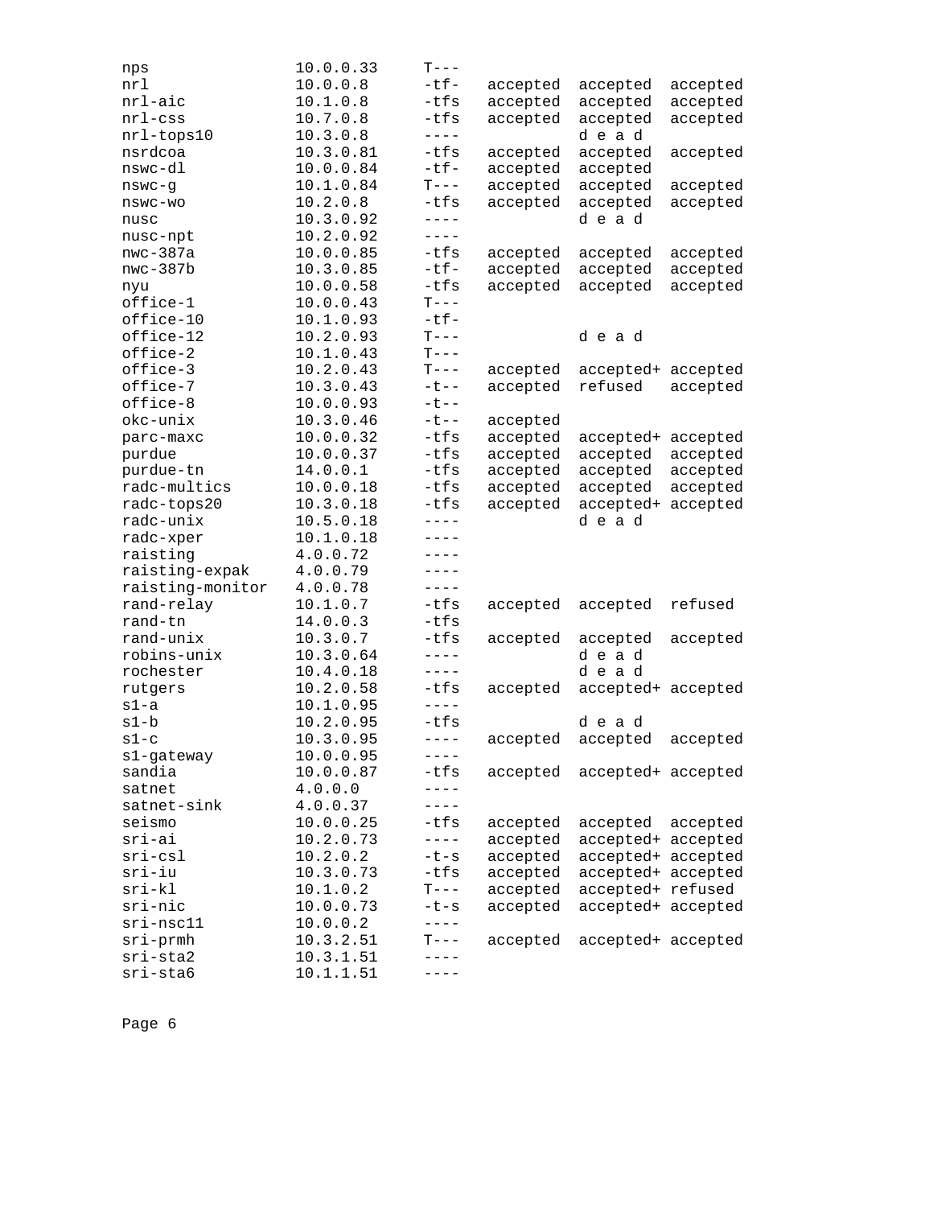```
nps               10.0.0.33    T---
nrl               10.0.0.8     -tf-   accepted  accepted  accepted
nrl-aic           10.1.0.8     -tfs   accepted  accepted  accepted
nrl-css           10.7.0.8     -tfs   accepted  accepted  accepted
nrl-tops10        10.3.0.8     ----             d e a d
nsrdcoa           10.3.0.81    -tfs   accepted  accepted  accepted
nswc-dl           10.0.0.84    -tf-   accepted  accepted
nswc-g            10.1.0.84    T---   accepted  accepted  accepted
nswc-wo           10.2.0.8     -tfs   accepted  accepted  accepted
nusc              10.3.0.92    ----             d e a d
nusc-npt          10.2.0.92    ----
nwc-387a          10.0.0.85    -tfs   accepted  accepted  accepted
nwc-387b          10.3.0.85    -tf-   accepted  accepted  accepted
nyu               10.0.0.58    -tfs   accepted  accepted  accepted
office-1          10.0.0.43    T---
office-10         10.1.0.93    -tf-
office-12         10.2.0.93    T---             d e a d
office-2          10.1.0.43    T---
office-3          10.2.0.43    T---   accepted  accepted+ accepted
office-7          10.3.0.43    -t--   accepted  refused   accepted
office-8          10.0.0.93    -t--
okc-unix          10.3.0.46    -t--   accepted
parc-maxc         10.0.0.32    -tfs   accepted  accepted+ accepted
purdue            10.0.0.37    -tfs   accepted  accepted  accepted
purdue-tn         14.0.0.1     -tfs   accepted  accepted  accepted
radc-multics      10.0.0.18    -tfs   accepted  accepted  accepted
radc-tops20       10.3.0.18    -tfs   accepted  accepted+ accepted
radc-unix         10.5.0.18    ----             d e a d
radc-xper         10.1.0.18    ----
raisting          4.0.0.72     ----
raisting-expak    4.0.0.79     ----
raisting-monitor  4.0.0.78     ----
rand-relay        10.1.0.7     -tfs   accepted  accepted  refused
rand-tn           14.0.0.3     -tfs
rand-unix         10.3.0.7     -tfs   accepted  accepted  accepted
robins-unix       10.3.0.64    ----             d e a d
rochester         10.4.0.18    ----             d e a d
rutgers           10.2.0.58    -tfs   accepted  accepted+ accepted
s1-a              10.1.0.95    ----
s1-b              10.2.0.95    -tfs             d e a d
s1-c              10.3.0.95    ----   accepted  accepted  accepted
s1-gateway        10.0.0.95    ----
sandia            10.0.0.87    -tfs   accepted  accepted+ accepted
satnet            4.0.0.0      ----
satnet-sink       4.0.0.37     ----
seismo            10.0.0.25    -tfs   accepted  accepted  accepted
sri-ai            10.2.0.73    ----   accepted  accepted+ accepted
sri-csl           10.2.0.2     -t-s   accepted  accepted+ accepted
sri-iu            10.3.0.73    -tfs   accepted  accepted+ accepted
sri-kl            10.1.0.2     T---   accepted  accepted+ refused
sri-nic           10.0.0.73    -t-s   accepted  accepted+ accepted
sri-nsc11         10.0.0.2     ----
sri-prmh          10.3.2.51    T---   accepted  accepted+ accepted
sri-sta2          10.3.1.51    ----
sri-sta6          10.1.1.51    ----
```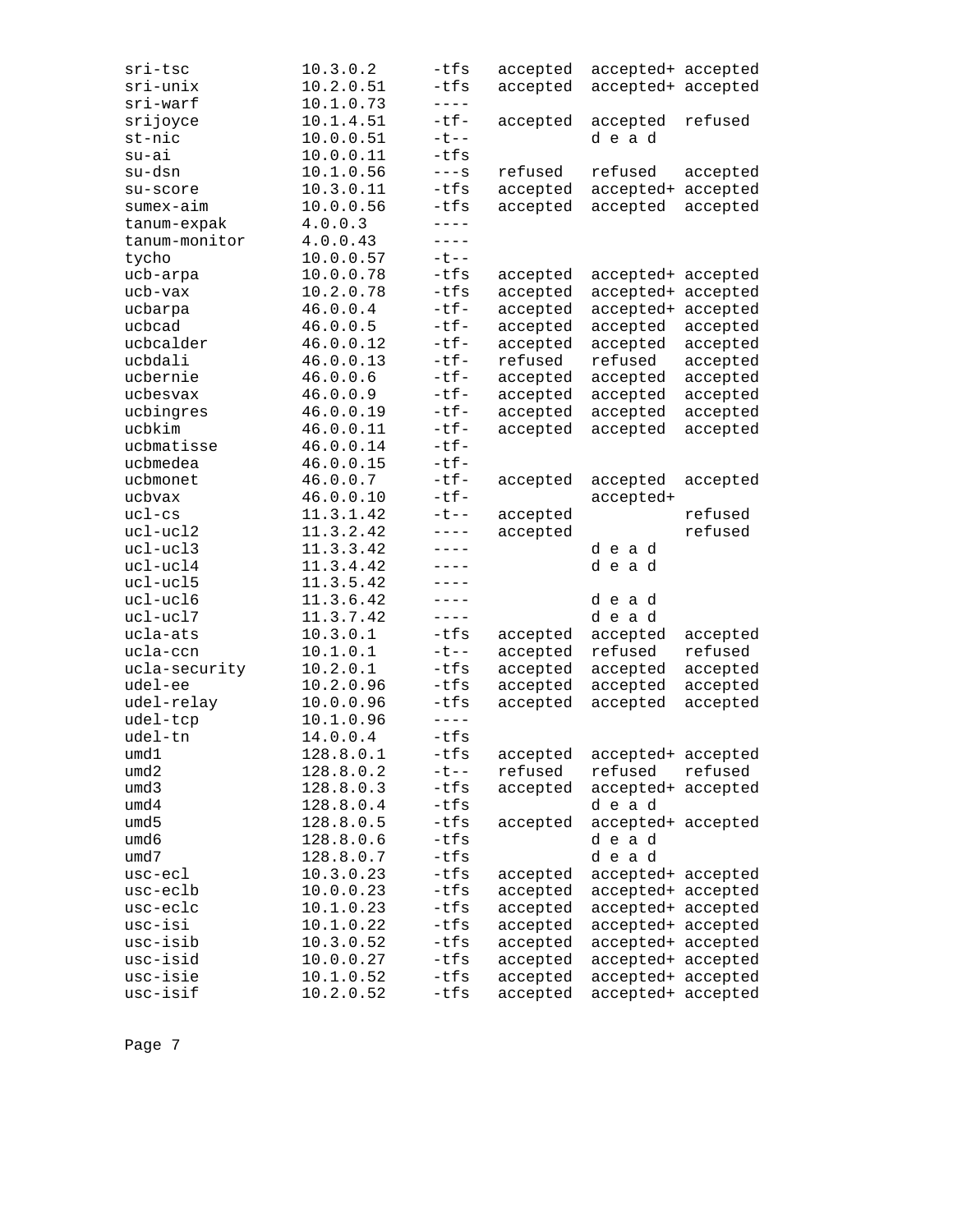```
sri-tsc            10.3.0.2      -tfs   accepted  accepted+ accepted
sri-unix           10.2.0.51     -tfs   accepted  accepted+ accepted
sri-warf           10.1.0.73     ----
srijoyce           10.1.4.51     -tf-   accepted  accepted  refused
st-nic             10.0.0.51     -t--             d e a d
su-ai              10.0.0.11     -tfs
su-dsn             10.1.0.56     ---s   refused   refused   accepted
su-score           10.3.0.11     -tfs   accepted  accepted+ accepted
sumex-aim          10.0.0.56     -tfs   accepted  accepted  accepted
tanum-expak        4.0.0.3       ----
tanum-monitor      4.0.0.43      ----
tycho              10.0.0.57     -t--
ucb-arpa           10.0.0.78     -tfs   accepted  accepted+ accepted
ucb-vax            10.2.0.78     -tfs   accepted  accepted+ accepted
ucbarpa            46.0.0.4      -tf-   accepted  accepted+ accepted
ucbcad             46.0.0.5      -tf-   accepted  accepted  accepted
ucbcalder          46.0.0.12     -tf-   accepted  accepted  accepted
ucbdali            46.0.0.13     -tf-   refused   refused   accepted
ucbernie           46.0.0.6      -tf-   accepted  accepted  accepted
ucbesvax           46.0.0.9      -tf-   accepted  accepted  accepted
ucbingres          46.0.0.19     -tf-   accepted  accepted  accepted
ucbkim             46.0.0.11     -tf-   accepted  accepted  accepted
ucbmatisse         46.0.0.14     -tf-
ucbmedea           46.0.0.15     -tf-
ucbmonet           46.0.0.7      -tf-   accepted  accepted  accepted
ucbvax             46.0.0.10     -tf-             accepted+
ucl-cs             11.3.1.42     -t--   accepted            refused
ucl-ucl2           11.3.2.42     ----   accepted            refused
ucl-ucl3           11.3.3.42     ----             d e a d
ucl-ucl4           11.3.4.42     ----             d e a d
ucl-ucl5           11.3.5.42     ----
ucl-ucl6           11.3.6.42     ----             d e a d
ucl-ucl7           11.3.7.42     ----             d e a d
ucla-ats           10.3.0.1      -tfs   accepted  accepted  accepted
ucla-ccn           10.1.0.1      -t--   accepted  refused   refused
ucla-security      10.2.0.1      -tfs   accepted  accepted  accepted
udel-ee            10.2.0.96     -tfs   accepted  accepted  accepted
udel-relay         10.0.0.96     -tfs   accepted  accepted  accepted
udel-tcp           10.1.0.96     ----
udel-tn            14.0.0.4      -tfs
umd1               128.8.0.1     -tfs   accepted  accepted+ accepted
umd2               128.8.0.2     -t--   refused   refused   refused
umd3               128.8.0.3     -tfs   accepted  accepted+ accepted
umd4               128.8.0.4     -tfs             d e a d
umd5               128.8.0.5     -tfs   accepted  accepted+ accepted
umd6               128.8.0.6     -tfs             d e a d
umd7               128.8.0.7     -tfs             d e a d
usc-ecl            10.3.0.23     -tfs   accepted  accepted+ accepted
usc-eclb           10.0.0.23     -tfs   accepted  accepted+ accepted
usc-eclc           10.1.0.23     -tfs   accepted  accepted+ accepted
usc-isi            10.1.0.22     -tfs   accepted  accepted+ accepted
usc-isib           10.3.0.52     -tfs   accepted  accepted+ accepted
usc-isid           10.0.0.27     -tfs   accepted  accepted+ accepted
usc-isie           10.1.0.52     -tfs   accepted  accepted+ accepted
usc-isif           10.2.0.52     -tfs   accepted  accepted+ accepted
```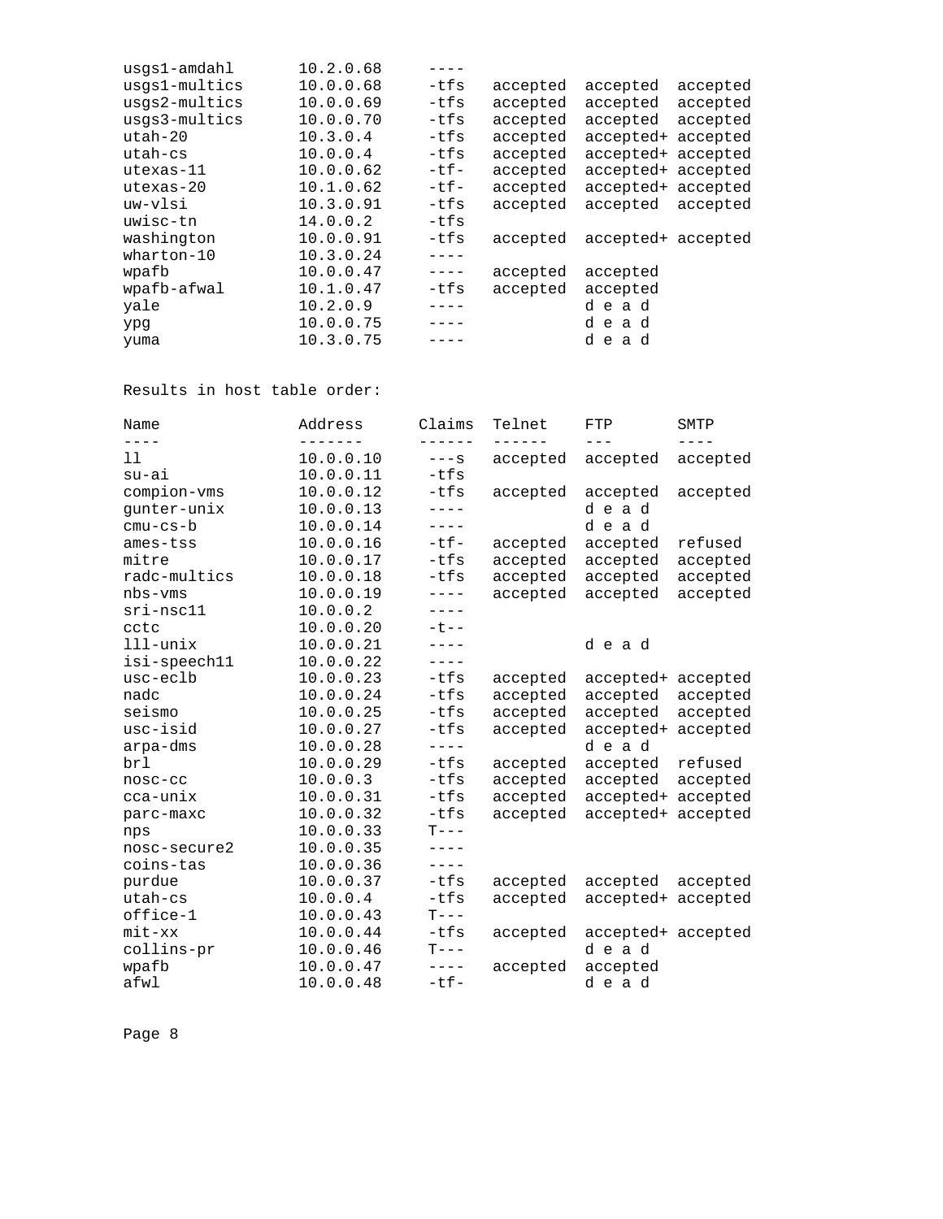| | | | | | |
|---|---|---|---|---|---|
| usgs1-amdahl | 10.2.0.68 | ---- | | | |
| usgs1-multics | 10.0.0.68 | -tfs | accepted | accepted | accepted |
| usgs2-multics | 10.0.0.69 | -tfs | accepted | accepted | accepted |
| usgs3-multics | 10.0.0.70 | -tfs | accepted | accepted | accepted |
| utah-20 | 10.3.0.4 | -tfs | accepted | accepted+ | accepted |
| utah-cs | 10.0.0.4 | -tfs | accepted | accepted+ | accepted |
| utexas-11 | 10.0.0.62 | -tf- | accepted | accepted+ | accepted |
| utexas-20 | 10.1.0.62 | -tf- | accepted | accepted+ | accepted |
| uw-vlsi | 10.3.0.91 | -tfs | accepted | accepted | accepted |
| uwisc-tn | 14.0.0.2 | -tfs | | | |
| washington | 10.0.0.91 | -tfs | accepted | accepted+ | accepted |
| wharton-10 | 10.3.0.24 | ---- | | | |
| wpafb | 10.0.0.47 | ---- | accepted | accepted | |
| wpafb-afwal | 10.1.0.47 | -tfs | accepted | accepted | |
| yale | 10.2.0.9 | ---- | | d e a d | |
| ypg | 10.0.0.75 | ---- | | d e a d | |
| yuma | 10.3.0.75 | ---- | | d e a d | |

Results in host table order:

| Name | Address | Claims | Telnet | FTP | SMTP |
|---|---|---|---|---|---|
| ll | 10.0.0.10 | ---s | accepted | accepted | accepted |
| su-ai | 10.0.0.11 | -tfs | | | |
| compion-vms | 10.0.0.12 | -tfs | accepted | accepted | accepted |
| gunter-unix | 10.0.0.13 | ---- | | d e a d | |
| cmu-cs-b | 10.0.0.14 | ---- | | d e a d | |
| ames-tss | 10.0.0.16 | -tf- | accepted | accepted | refused |
| mitre | 10.0.0.17 | -tfs | accepted | accepted | accepted |
| radc-multics | 10.0.0.18 | -tfs | accepted | accepted | accepted |
| nbs-vms | 10.0.0.19 | ---- | accepted | accepted | accepted |
| sri-nsc11 | 10.0.0.2 | ---- | | | |
| cctc | 10.0.0.20 | -t-- | | | |
| lll-unix | 10.0.0.21 | ---- | | d e a d | |
| isi-speech11 | 10.0.0.22 | ---- | | | |
| usc-eclb | 10.0.0.23 | -tfs | accepted | accepted+ | accepted |
| nadc | 10.0.0.24 | -tfs | accepted | accepted | accepted |
| seismo | 10.0.0.25 | -tfs | accepted | accepted | accepted |
| usc-isid | 10.0.0.27 | -tfs | accepted | accepted+ | accepted |
| arpa-dms | 10.0.0.28 | ---- | | d e a d | |
| brl | 10.0.0.29 | -tfs | accepted | accepted | refused |
| nosc-cc | 10.0.0.3 | -tfs | accepted | accepted | accepted |
| cca-unix | 10.0.0.31 | -tfs | accepted | accepted+ | accepted |
| parc-maxc | 10.0.0.32 | -tfs | accepted | accepted+ | accepted |
| nps | 10.0.0.33 | T--- | | | |
| nosc-secure2 | 10.0.0.35 | ---- | | | |
| coins-tas | 10.0.0.36 | ---- | | | |
| purdue | 10.0.0.37 | -tfs | accepted | accepted | accepted |
| utah-cs | 10.0.0.4 | -tfs | accepted | accepted+ | accepted |
| office-1 | 10.0.0.43 | T--- | | | |
| mit-xx | 10.0.0.44 | -tfs | accepted | accepted+ | accepted |
| collins-pr | 10.0.0.46 | T--- | | d e a d | |
| wpafb | 10.0.0.47 | ---- | accepted | accepted | |
| afwl | 10.0.0.48 | -tf- | | d e a d | |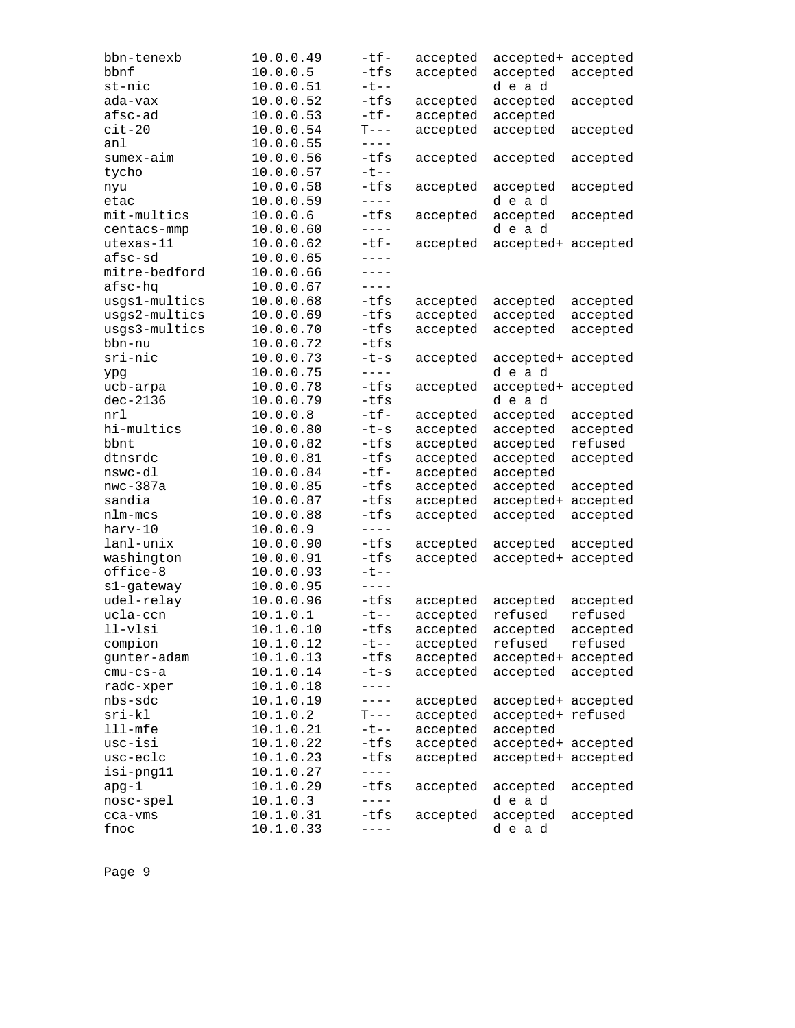```
bbn-tenexb         10.0.0.49      -tf-    accepted  accepted+ accepted
bbnf               10.0.0.5       -tfs    accepted  accepted  accepted
st-nic             10.0.0.51      -t--              d e a d
ada-vax            10.0.0.52      -tfs    accepted  accepted  accepted
afsc-ad            10.0.0.53      -tf-    accepted  accepted
cit-20             10.0.0.54      T---    accepted  accepted  accepted
anl                10.0.0.55      ----
sumex-aim          10.0.0.56      -tfs    accepted  accepted  accepted
tycho              10.0.0.57      -t--
nyu                10.0.0.58      -tfs    accepted  accepted  accepted
etac               10.0.0.59      ----              d e a d
mit-multics        10.0.0.6       -tfs    accepted  accepted  accepted
centacs-mmp        10.0.0.60      ----              d e a d
utexas-11          10.0.0.62      -tf-    accepted  accepted+ accepted
afsc-sd            10.0.0.65      ----
mitre-bedford      10.0.0.66      ----
afsc-hq            10.0.0.67      ----
usgs1-multics      10.0.0.68      -tfs    accepted  accepted  accepted
usgs2-multics      10.0.0.69      -tfs    accepted  accepted  accepted
usgs3-multics      10.0.0.70      -tfs    accepted  accepted  accepted
bbn-nu             10.0.0.72      -tfs
sri-nic            10.0.0.73      -t-s    accepted  accepted+ accepted
ypg                10.0.0.75      ----              d e a d
ucb-arpa           10.0.0.78      -tfs    accepted  accepted+ accepted
dec-2136           10.0.0.79      -tfs              d e a d
nrl                10.0.0.8       -tf-    accepted  accepted  accepted
hi-multics         10.0.0.80      -t-s    accepted  accepted  accepted
bbnt               10.0.0.82      -tfs    accepted  accepted  refused
dtnsrdc            10.0.0.81      -tfs    accepted  accepted  accepted
nswc-dl            10.0.0.84      -tf-    accepted  accepted
nwc-387a           10.0.0.85      -tfs    accepted  accepted  accepted
sandia             10.0.0.87      -tfs    accepted  accepted+ accepted
nlm-mcs            10.0.0.88      -tfs    accepted  accepted  accepted
harv-10            10.0.0.9       ----
lanl-unix          10.0.0.90      -tfs    accepted  accepted  accepted
washington         10.0.0.91      -tfs    accepted  accepted+ accepted
office-8           10.0.0.93      -t--
s1-gateway         10.0.0.95      ----
udel-relay         10.0.0.96      -tfs    accepted  accepted  accepted
ucla-ccn           10.1.0.1       -t--    accepted  refused   refused
ll-vlsi            10.1.0.10      -tfs    accepted  accepted  accepted
compion            10.1.0.12      -t--    accepted  refused   refused
gunter-adam        10.1.0.13      -tfs    accepted  accepted+ accepted
cmu-cs-a           10.1.0.14      -t-s    accepted  accepted  accepted
radc-xper          10.1.0.18      ----
nbs-sdc            10.1.0.19      ----    accepted  accepted+ accepted
sri-kl             10.1.0.2       T---    accepted  accepted+ refused
lll-mfe            10.1.0.21      -t--    accepted  accepted
usc-isi            10.1.0.22      -tfs    accepted  accepted+ accepted
usc-eclc           10.1.0.23      -tfs    accepted  accepted+ accepted
isi-png11          10.1.0.27      ----
apg-1              10.1.0.29      -tfs    accepted  accepted  accepted
nosc-spel          10.1.0.3       ----              d e a d
cca-vms            10.1.0.31      -tfs    accepted  accepted  accepted
fnoc               10.1.0.33      ----              d e a d
```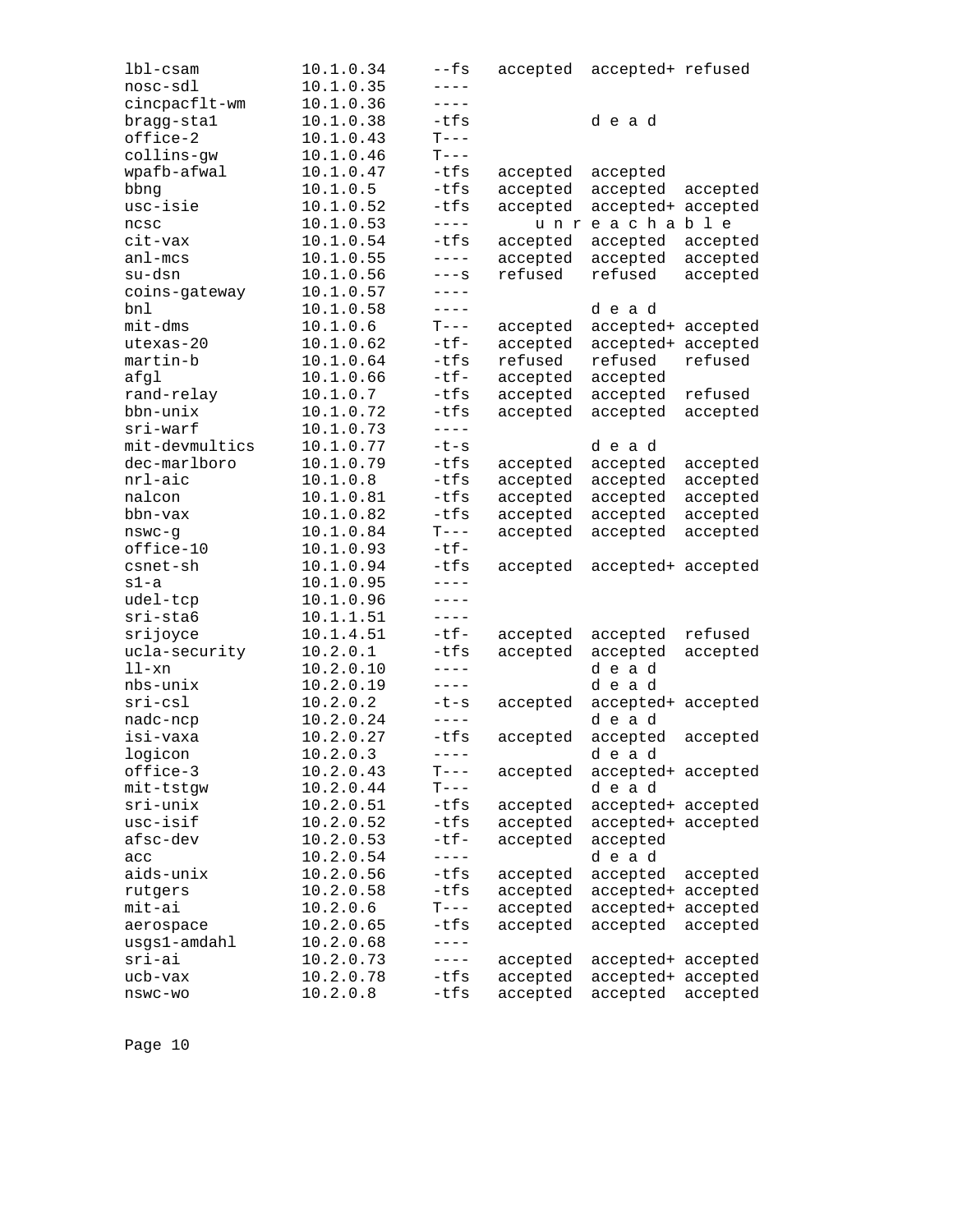```
lbl-csam          10.1.0.34    --fs   accepted  accepted+ refused
nosc-sdl          10.1.0.35    ----
cincpacflt-wm     10.1.0.36    ----
bragg-sta1        10.1.0.38    -tfs             d e a d
office-2          10.1.0.43    T---
collins-gw        10.1.0.46    T---
wpafb-afwal       10.1.0.47    -tfs   accepted  accepted
bbng              10.1.0.5     -tfs   accepted  accepted  accepted
usc-isie          10.1.0.52    -tfs   accepted  accepted+ accepted
ncsc              10.1.0.53    ----       u n r e a c h a b l e
cit-vax           10.1.0.54    -tfs   accepted  accepted  accepted
anl-mcs           10.1.0.55    ----   accepted  accepted  accepted
su-dsn            10.1.0.56    ---s   refused   refused   accepted
coins-gateway     10.1.0.57    ----
bnl               10.1.0.58    ----             d e a d
mit-dms           10.1.0.6     T---   accepted  accepted+ accepted
utexas-20         10.1.0.62    -tf-   accepted  accepted+ accepted
martin-b          10.1.0.64    -tfs   refused   refused   refused
afgl              10.1.0.66    -tf-   accepted  accepted
rand-relay        10.1.0.7     -tfs   accepted  accepted  refused
bbn-unix          10.1.0.72    -tfs   accepted  accepted  accepted
sri-warf          10.1.0.73    ----
mit-devmultics    10.1.0.77    -t-s             d e a d
dec-marlboro      10.1.0.79    -tfs   accepted  accepted  accepted
nrl-aic           10.1.0.8     -tfs   accepted  accepted  accepted
nalcon            10.1.0.81    -tfs   accepted  accepted  accepted
bbn-vax           10.1.0.82    -tfs   accepted  accepted  accepted
nswc-g            10.1.0.84    T---   accepted  accepted  accepted
office-10         10.1.0.93    -tf-
csnet-sh          10.1.0.94    -tfs   accepted  accepted+ accepted
s1-a              10.1.0.95    ----
udel-tcp          10.1.0.96    ----
sri-sta6          10.1.1.51    ----
srijoyce          10.1.4.51    -tf-   accepted  accepted  refused
ucla-security     10.2.0.1     -tfs   accepted  accepted  accepted
ll-xn             10.2.0.10    ----             d e a d
nbs-unix          10.2.0.19    ----             d e a d
sri-csl           10.2.0.2     -t-s   accepted  accepted+ accepted
nadc-ncp          10.2.0.24    ----             d e a d
isi-vaxa          10.2.0.27    -tfs   accepted  accepted  accepted
logicon           10.2.0.3     ----             d e a d
office-3          10.2.0.43    T---   accepted  accepted+ accepted
mit-tstgw         10.2.0.44    T---             d e a d
sri-unix          10.2.0.51    -tfs   accepted  accepted+ accepted
usc-isif          10.2.0.52    -tfs   accepted  accepted+ accepted
afsc-dev          10.2.0.53    -tf-   accepted  accepted
acc               10.2.0.54    ----             d e a d
aids-unix         10.2.0.56    -tfs   accepted  accepted  accepted
rutgers           10.2.0.58    -tfs   accepted  accepted+ accepted
mit-ai            10.2.0.6     T---   accepted  accepted+ accepted
aerospace         10.2.0.65    -tfs   accepted  accepted  accepted
usgs1-amdahl      10.2.0.68    ----
sri-ai            10.2.0.73    ----   accepted  accepted+ accepted
ucb-vax           10.2.0.78    -tfs   accepted  accepted+ accepted
nswc-wo           10.2.0.8     -tfs   accepted  accepted  accepted
```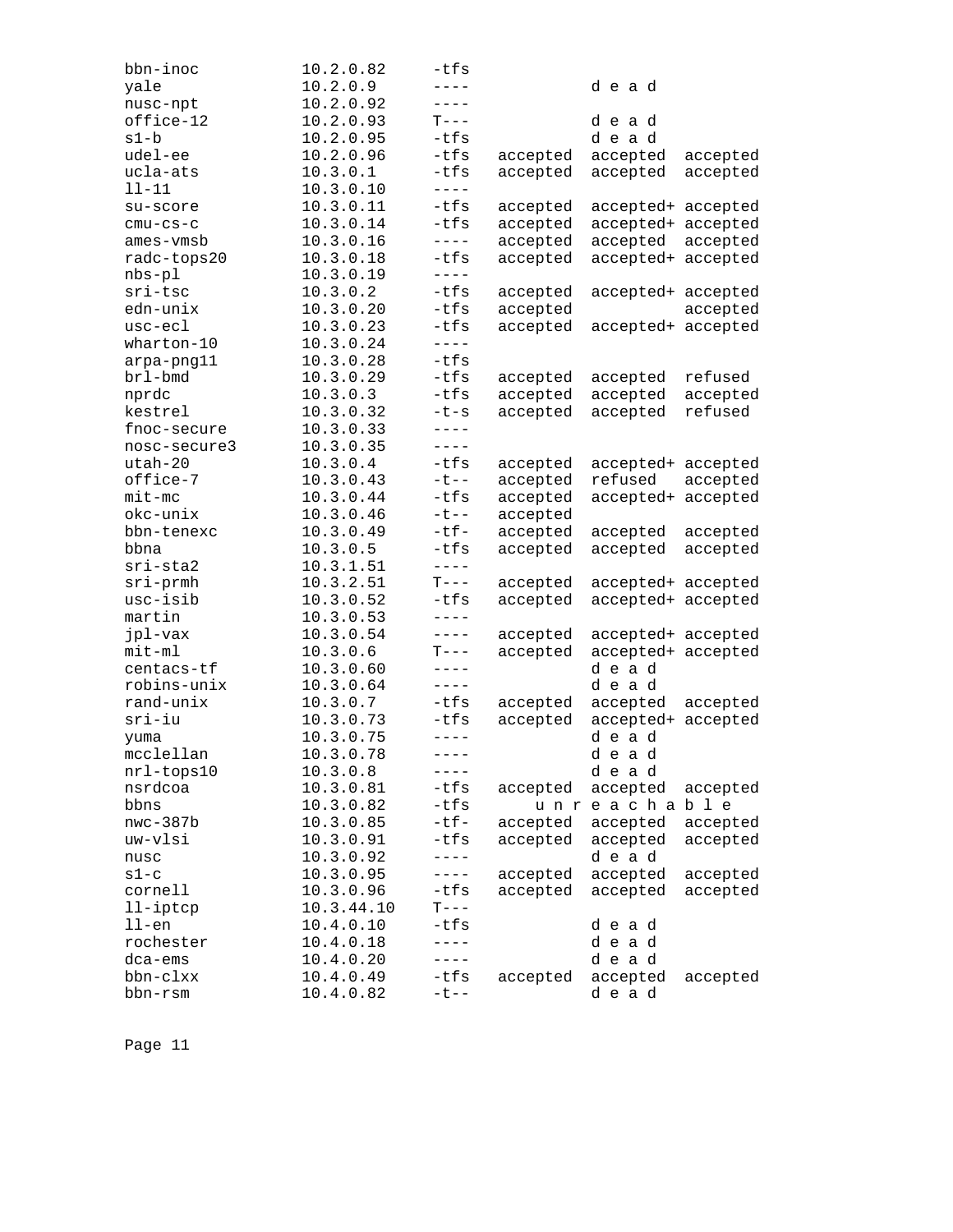```
bbn-inoc         10.2.0.82     -tfs
yale             10.2.0.9      ----              d e a d
nusc-npt         10.2.0.92     ----
office-12        10.2.0.93     T---              d e a d
s1-b             10.2.0.95     -tfs              d e a d
udel-ee          10.2.0.96     -tfs   accepted   accepted   accepted
ucla-ats         10.3.0.1      -tfs   accepted   accepted   accepted
ll-11            10.3.0.10     ----
su-score         10.3.0.11     -tfs   accepted   accepted+  accepted
cmu-cs-c         10.3.0.14     -tfs   accepted   accepted+  accepted
ames-vmsb        10.3.0.16     ----   accepted   accepted   accepted
radc-tops20      10.3.0.18     -tfs   accepted   accepted+  accepted
nbs-pl           10.3.0.19     ----
sri-tsc          10.3.0.2      -tfs   accepted   accepted+  accepted
edn-unix         10.3.0.20     -tfs   accepted              accepted
usc-ecl          10.3.0.23     -tfs   accepted   accepted+  accepted
wharton-10       10.3.0.24     ----
arpa-png11       10.3.0.28     -tfs
brl-bmd          10.3.0.29     -tfs   accepted   accepted   refused
nprdc            10.3.0.3      -tfs   accepted   accepted   accepted
kestrel          10.3.0.32     -t-s   accepted   accepted   refused
fnoc-secure      10.3.0.33     ----
nosc-secure3     10.3.0.35     ----
utah-20          10.3.0.4      -tfs   accepted   accepted+  accepted
office-7         10.3.0.43     -t--   accepted   refused    accepted
mit-mc           10.3.0.44     -tfs   accepted   accepted+  accepted
okc-unix         10.3.0.46     -t--   accepted
bbn-tenexc       10.3.0.49     -tf-   accepted   accepted   accepted
bbna             10.3.0.5      -tfs   accepted   accepted   accepted
sri-sta2         10.3.1.51     ----
sri-prmh         10.3.2.51     T---   accepted   accepted+  accepted
usc-isib         10.3.0.52     -tfs   accepted   accepted+  accepted
martin           10.3.0.53     ----
jpl-vax          10.3.0.54     ----   accepted   accepted+  accepted
mit-ml           10.3.0.6      T---   accepted   accepted+  accepted
centacs-tf       10.3.0.60     ----              d e a d
robins-unix      10.3.0.64     ----              d e a d
rand-unix        10.3.0.7      -tfs   accepted   accepted   accepted
sri-iu           10.3.0.73     -tfs   accepted   accepted+  accepted
yuma             10.3.0.75     ----              d e a d
mcclellan        10.3.0.78     ----              d e a d
nrl-tops10       10.3.0.8      ----              d e a d
nsrdcoa          10.3.0.81     -tfs   accepted   accepted   accepted
bbns             10.3.0.82     -tfs       u n r e a c h a b l e
nwc-387b         10.3.0.85     -tf-   accepted   accepted   accepted
uw-vlsi          10.3.0.91     -tfs   accepted   accepted   accepted
nusc             10.3.0.92     ----              d e a d
s1-c             10.3.0.95     ----   accepted   accepted   accepted
cornell          10.3.0.96     -tfs   accepted   accepted   accepted
ll-iptcp         10.3.44.10    T---
ll-en            10.4.0.10     -tfs              d e a d
rochester        10.4.0.18     ----              d e a d
dca-ems          10.4.0.20     ----              d e a d
bbn-clxx         10.4.0.49     -tfs   accepted   accepted   accepted
bbn-rsm          10.4.0.82     -t--              d e a d
```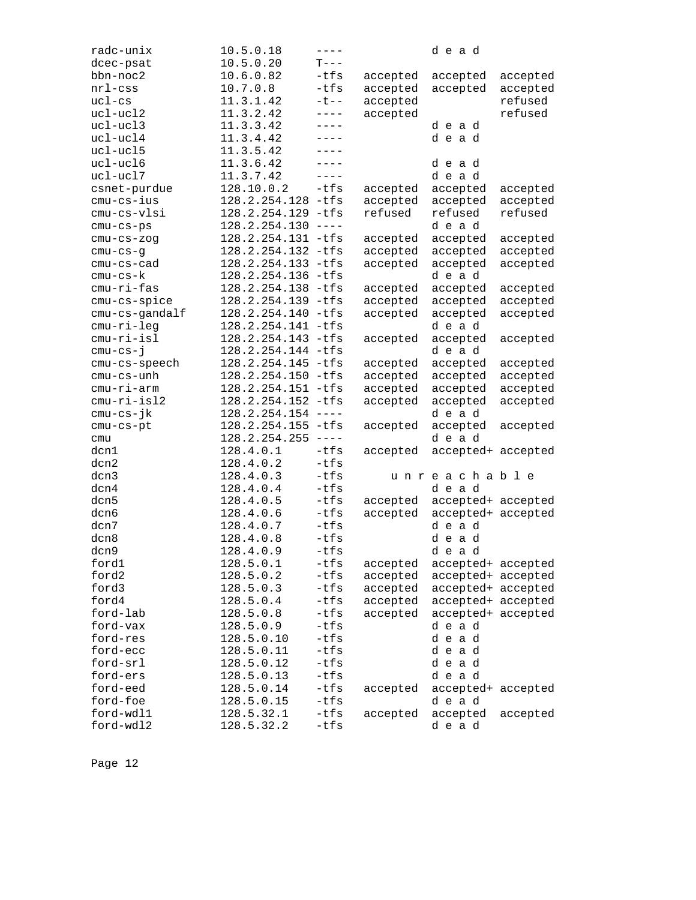```
radc-unix          10.5.0.18      ----             d e a d
dcec-psat          10.5.0.20      T---
bbn-noc2           10.6.0.82      -tfs   accepted  accepted  accepted
nrl-css            10.7.0.8       -tfs   accepted  accepted  accepted
ucl-cs             11.3.1.42      -t--   accepted            refused
ucl-ucl2           11.3.2.42      ----   accepted            refused
ucl-ucl3           11.3.3.42      ----             d e a d
ucl-ucl4           11.3.4.42      ----             d e a d
ucl-ucl5           11.3.5.42      ----
ucl-ucl6           11.3.6.42      ----             d e a d
ucl-ucl7           11.3.7.42      ----             d e a d
csnet-purdue       128.10.0.2     -tfs   accepted  accepted  accepted
cmu-cs-ius         128.2.254.128 -tfs    accepted  accepted  accepted
cmu-cs-vlsi        128.2.254.129 -tfs    refused   refused   refused
cmu-cs-ps          128.2.254.130 ----              d e a d
cmu-cs-zog         128.2.254.131 -tfs    accepted  accepted  accepted
cmu-cs-g           128.2.254.132 -tfs    accepted  accepted  accepted
cmu-cs-cad         128.2.254.133 -tfs    accepted  accepted  accepted
cmu-cs-k           128.2.254.136 -tfs              d e a d
cmu-ri-fas         128.2.254.138 -tfs    accepted  accepted  accepted
cmu-cs-spice       128.2.254.139 -tfs    accepted  accepted  accepted
cmu-cs-gandalf     128.2.254.140 -tfs    accepted  accepted  accepted
cmu-ri-leg         128.2.254.141 -tfs              d e a d
cmu-ri-isl         128.2.254.143 -tfs    accepted  accepted  accepted
cmu-cs-j           128.2.254.144 -tfs              d e a d
cmu-cs-speech      128.2.254.145 -tfs    accepted  accepted  accepted
cmu-cs-unh         128.2.254.150 -tfs    accepted  accepted  accepted
cmu-ri-arm         128.2.254.151 -tfs    accepted  accepted  accepted
cmu-ri-isl2        128.2.254.152 -tfs    accepted  accepted  accepted
cmu-cs-jk          128.2.254.154 ----              d e a d
cmu-cs-pt          128.2.254.155 -tfs    accepted  accepted  accepted
cmu                128.2.254.255 ----              d e a d
dcn1               128.4.0.1      -tfs   accepted  accepted+ accepted
dcn2               128.4.0.2      -tfs
dcn3               128.4.0.3      -tfs      u n r e a c h a b l e
dcn4               128.4.0.4      -tfs             d e a d
dcn5               128.4.0.5      -tfs   accepted  accepted+ accepted
dcn6               128.4.0.6      -tfs   accepted  accepted+ accepted
dcn7               128.4.0.7      -tfs             d e a d
dcn8               128.4.0.8      -tfs             d e a d
dcn9               128.4.0.9      -tfs             d e a d
ford1              128.5.0.1      -tfs   accepted  accepted+ accepted
ford2              128.5.0.2      -tfs   accepted  accepted+ accepted
ford3              128.5.0.3      -tfs   accepted  accepted+ accepted
ford4              128.5.0.4      -tfs   accepted  accepted+ accepted
ford-lab           128.5.0.8      -tfs   accepted  accepted+ accepted
ford-vax           128.5.0.9      -tfs             d e a d
ford-res           128.5.0.10     -tfs             d e a d
ford-ecc           128.5.0.11     -tfs             d e a d
ford-srl           128.5.0.12     -tfs             d e a d
ford-ers           128.5.0.13     -tfs             d e a d
ford-eed           128.5.0.14     -tfs   accepted  accepted+ accepted
ford-foe           128.5.0.15     -tfs             d e a d
ford-wdl1          128.5.32.1     -tfs   accepted  accepted  accepted
ford-wdl2          128.5.32.2     -tfs             d e a d
```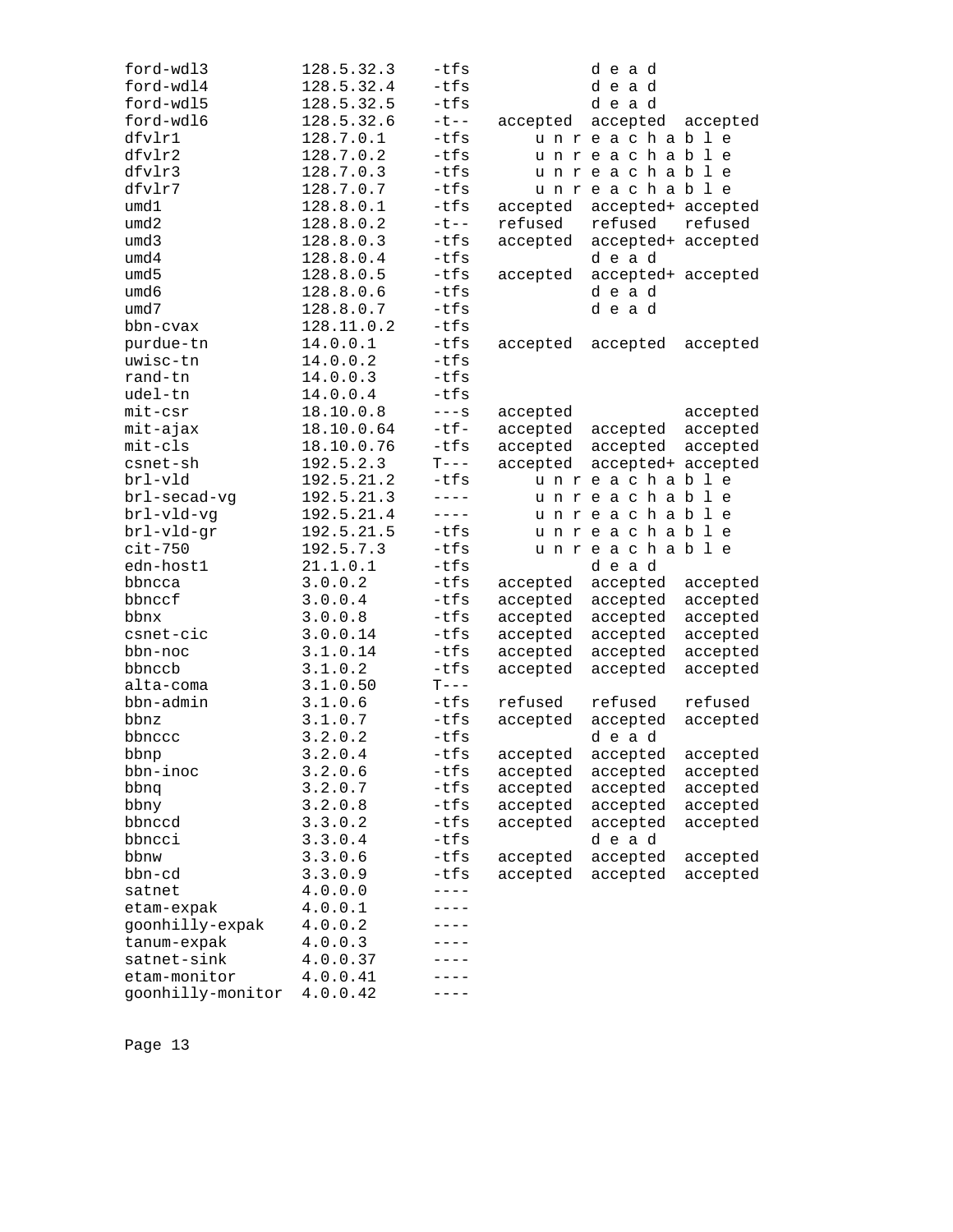```
ford-wdl3          128.5.32.3    -tfs              d e a d
ford-wdl4          128.5.32.4    -tfs              d e a d
ford-wdl5          128.5.32.5    -tfs              d e a d
ford-wdl6          128.5.32.6    -t--   accepted  accepted  accepted
dfvlr1             128.7.0.1     -tfs       u n r e a c h a b l e
dfvlr2             128.7.0.2     -tfs       u n r e a c h a b l e
dfvlr3             128.7.0.3     -tfs       u n r e a c h a b l e
dfvlr7             128.7.0.7     -tfs       u n r e a c h a b l e
umd1               128.8.0.1     -tfs   accepted  accepted+ accepted
umd2               128.8.0.2     -t--   refused   refused   refused
umd3               128.8.0.3     -tfs   accepted  accepted+ accepted
umd4               128.8.0.4     -tfs              d e a d
umd5               128.8.0.5     -tfs   accepted  accepted+ accepted
umd6               128.8.0.6     -tfs              d e a d
umd7               128.8.0.7     -tfs              d e a d
bbn-cvax           128.11.0.2    -tfs
purdue-tn          14.0.0.1      -tfs   accepted  accepted  accepted
uwisc-tn           14.0.0.2      -tfs
rand-tn            14.0.0.3      -tfs
udel-tn            14.0.0.4      -tfs
mit-csr            18.10.0.8     ---s   accepted            accepted
mit-ajax           18.10.0.64    -tf-   accepted  accepted  accepted
mit-cls            18.10.0.76    -tfs   accepted  accepted  accepted
csnet-sh           192.5.2.3     T---   accepted  accepted+ accepted
brl-vld            192.5.21.2    -tfs       u n r e a c h a b l e
brl-secad-vg       192.5.21.3    ----       u n r e a c h a b l e
brl-vld-vg         192.5.21.4    ----       u n r e a c h a b l e
brl-vld-gr         192.5.21.5    -tfs       u n r e a c h a b l e
cit-750            192.5.7.3     -tfs       u n r e a c h a b l e
edn-host1          21.1.0.1      -tfs              d e a d
bbncca             3.0.0.2       -tfs   accepted  accepted  accepted
bbnccf             3.0.0.4       -tfs   accepted  accepted  accepted
bbnx               3.0.0.8       -tfs   accepted  accepted  accepted
csnet-cic          3.0.0.14      -tfs   accepted  accepted  accepted
bbn-noc            3.1.0.14      -tfs   accepted  accepted  accepted
bbnccb             3.1.0.2       -tfs   accepted  accepted  accepted
alta-coma          3.1.0.50      T---
bbn-admin          3.1.0.6       -tfs   refused   refused   refused
bbnz               3.1.0.7       -tfs   accepted  accepted  accepted
bbnccc             3.2.0.2       -tfs              d e a d
bbnp               3.2.0.4       -tfs   accepted  accepted  accepted
bbn-inoc           3.2.0.6       -tfs   accepted  accepted  accepted
bbnq               3.2.0.7       -tfs   accepted  accepted  accepted
bbny               3.2.0.8       -tfs   accepted  accepted  accepted
bbnccd             3.3.0.2       -tfs   accepted  accepted  accepted
bbncci             3.3.0.4       -tfs              d e a d
bbnw               3.3.0.6       -tfs   accepted  accepted  accepted
bbn-cd             3.3.0.9       -tfs   accepted  accepted  accepted
satnet             4.0.0.0       ----
etam-expak         4.0.0.1       ----
goonhilly-expak    4.0.0.2       ----
tanum-expak        4.0.0.3       ----
satnet-sink        4.0.0.37      ----
etam-monitor       4.0.0.41      ----
goonhilly-monitor  4.0.0.42      ----
```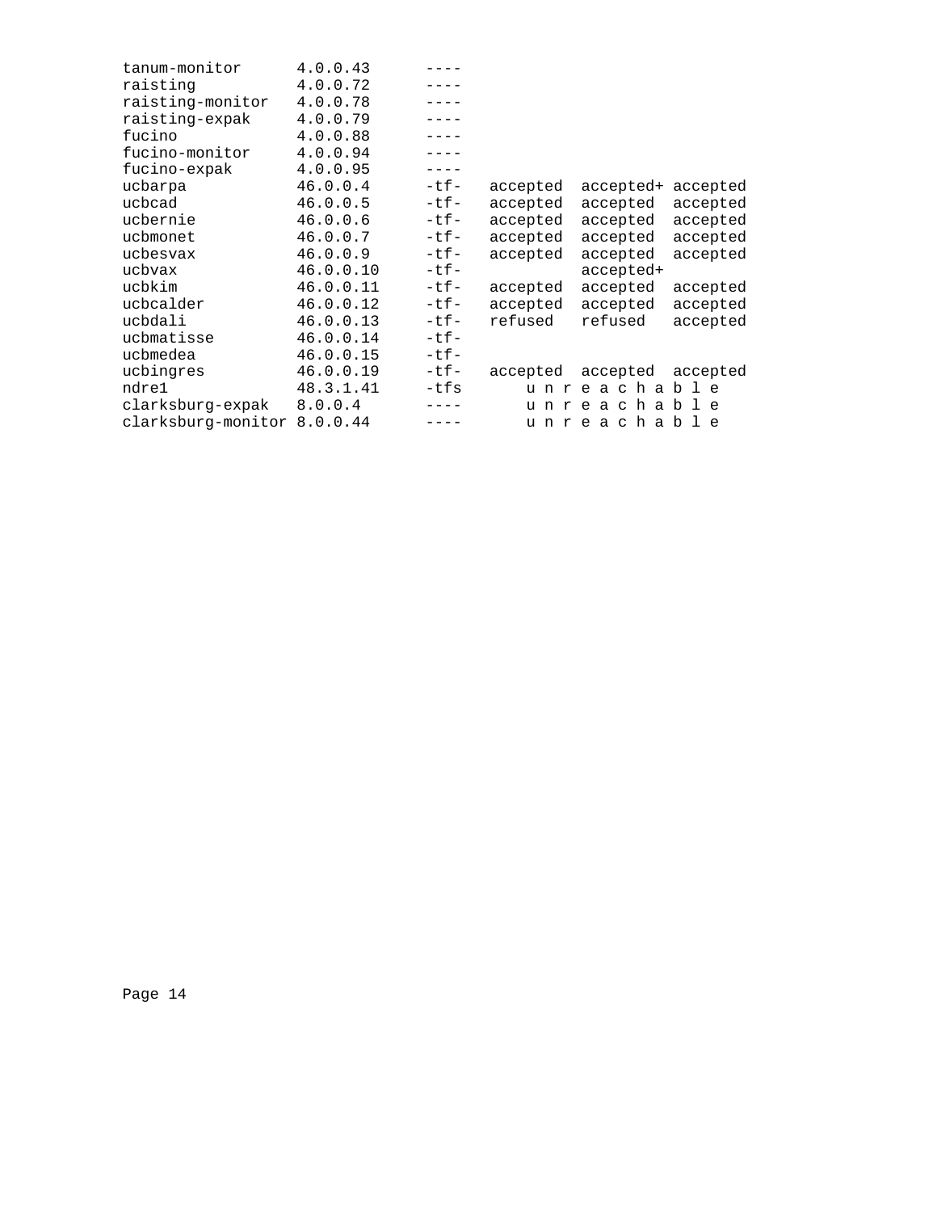| | | | | | |
|---|---|---|---|---|---|
| tanum-monitor | 4.0.0.43 | ---- | | | |
| raisting | 4.0.0.72 | ---- | | | |
| raisting-monitor | 4.0.0.78 | ---- | | | |
| raisting-expak | 4.0.0.79 | ---- | | | |
| fucino | 4.0.0.88 | ---- | | | |
| fucino-monitor | 4.0.0.94 | ---- | | | |
| fucino-expak | 4.0.0.95 | ---- | | | |
| ucbarpa | 46.0.0.4 | -tf- | accepted | accepted+ | accepted |
| ucbcad | 46.0.0.5 | -tf- | accepted | accepted | accepted |
| ucbernie | 46.0.0.6 | -tf- | accepted | accepted | accepted |
| ucbmonet | 46.0.0.7 | -tf- | accepted | accepted | accepted |
| ucbesvax | 46.0.0.9 | -tf- | accepted | accepted | accepted |
| ucbvax | 46.0.0.10 | -tf- | | accepted+ | |
| ucbkim | 46.0.0.11 | -tf- | accepted | accepted | accepted |
| ucbcalder | 46.0.0.12 | -tf- | accepted | accepted | accepted |
| ucbdali | 46.0.0.13 | -tf- | refused | refused | accepted |
| ucbmatisse | 46.0.0.14 | -tf- | | | |
| ucbmedea | 46.0.0.15 | -tf- | | | |
| ucbingres | 46.0.0.19 | -tf- | accepted | accepted | accepted |
| ndre1 | 48.3.1.41 | -tfs | u n r e a c h a b l e | | |
| clarksburg-expak | 8.0.0.4 | ---- | u n r e a c h a b l e | | |
| clarksburg-monitor | 8.0.0.44 | ---- | u n r e a c h a b l e | | |